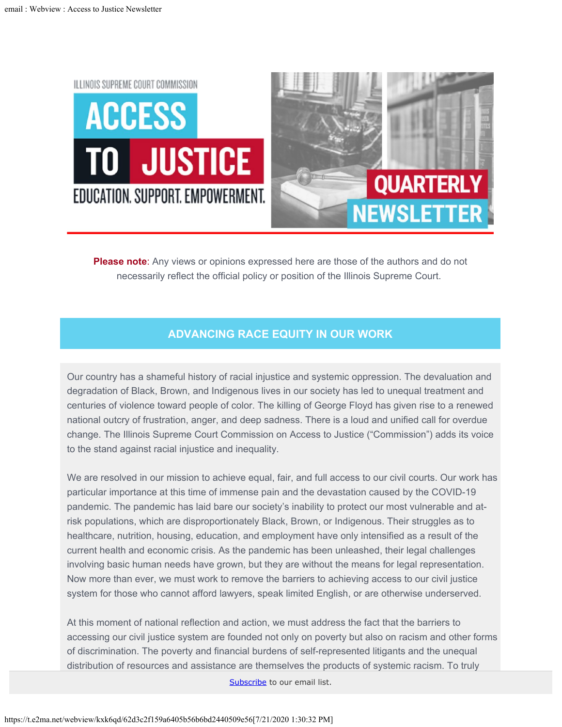ILLINOIS SUPREME COURT COMMISSION

# ACCESS TO JUSTICE

EDUCATION. SUPPORT. EMPOWERMENT.

QUARTERLY NEWSLETTER

**Please note**: Any views or opinions expressed here are those of the authors and do not necessarily reflect the official policy or position of the Illinois Supreme Court.

## ADVANCING RACE EQUITY IN OUR WORK

Our country has a shameful history of racial injustice and systemic oppression. The devaluation and degradation of Black, Brown, and Indigenous lives in our society has led to unequal treatment and centuries of violence toward people of color. The killing of George Floyd has given rise to a renewed national outcry of frustration, anger, and deep sadness. There is a loud and unified call for overdue change. The Illinois Supreme Court Commission on Access to Justice ("Commission") adds its voice to the stand against racial injustice and inequality.

We are resolved in our mission to achieve equal, fair, and full access to our civil courts. Our work has particular importance at this time of immense pain and the devastation caused by the COVID-19 pandemic. The pandemic has laid bare our society's inability to protect our most vulnerable and at-risk populations, which are disproportionately Black, Brown, or Indigenous. Their struggles as to healthcare, nutrition, housing, education, and employment have only intensified as a result of the current health and economic crisis. As the pandemic has been unleashed, their legal challenges involving basic human needs have grown, but they are without the means for legal representation. Now more than ever, we must work to remove the barriers to achieving access to our civil justice system for those who cannot afford lawyers, speak limited English, or are otherwise underserved.

At this moment of national reflection and action, we must address the fact that the barriers to accessing our civil justice system are founded not only on poverty but also on racism and other forms of discrimination. The poverty and financial burdens of self-represented litigants and the unequal distribution of resources and assistance are themselves the products of systemic racism. To truly

Subscribe to our email list.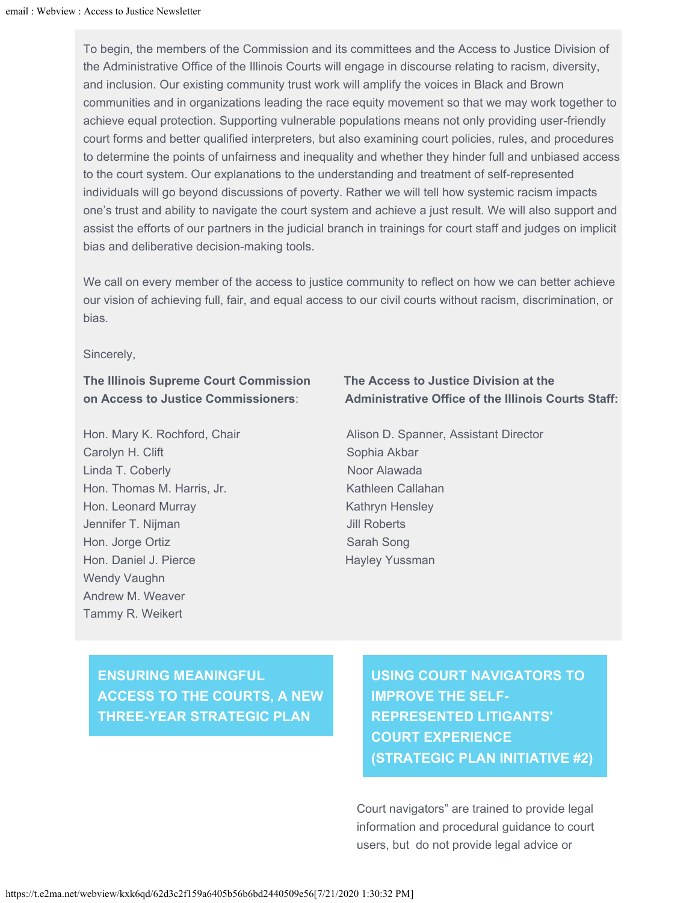To begin, the members of the Commission and its committees and the Access to Justice Division of the Administrative Office of the Illinois Courts will engage in discourse relating to racism, diversity, and inclusion. Our existing community trust work will amplify the voices in Black and Brown communities and in organizations leading the race equity movement so that we may work together to achieve equal protection. Supporting vulnerable populations means not only providing user-friendly court forms and better qualified interpreters, but also examining court policies, rules, and procedures to determine the points of unfairness and inequality and whether they hinder full and unbiased access to the court system. Our explanations to the understanding and treatment of self-represented individuals will go beyond discussions of poverty. Rather we will tell how systemic racism impacts one's trust and ability to navigate the court system and achieve a just result. We will also support and assist the efforts of our partners in the judicial branch in trainings for court staff and judges on implicit bias and deliberative decision-making tools.

We call on every member of the access to justice community to reflect on how we can better achieve our vision of achieving full, fair, and equal access to our civil courts without racism, discrimination, or bias.

Sincerely,

**The Illinois Supreme Court Commission on Access to Justice Commissioners**:

Hon. Mary K. Rochford, Chair
Carolyn H. Clift
Linda T. Coberly
Hon. Thomas M. Harris, Jr.
Hon. Leonard Murray
Jennifer T. Nijman
Hon. Jorge Ortiz
Hon. Daniel J. Pierce
Wendy Vaughn
Andrew M. Weaver
Tammy R. Weikert

**The Access to Justice Division at the Administrative Office of the Illinois Courts Staff:**

Alison D. Spanner, Assistant Director
Sophia Akbar
Noor Alawada
Kathleen Callahan
Kathryn Hensley
Jill Roberts
Sarah Song
Hayley Yussman

## ENSURING MEANINGFUL ACCESS TO THE COURTS, A NEW THREE-YEAR STRATEGIC PLAN

## USING COURT NAVIGATORS TO IMPROVE THE SELF-REPRESENTED LITIGANTS' COURT EXPERIENCE (STRATEGIC PLAN INITIATIVE #2)

Court navigators" are trained to provide legal information and procedural guidance to court users, but do not provide legal advice or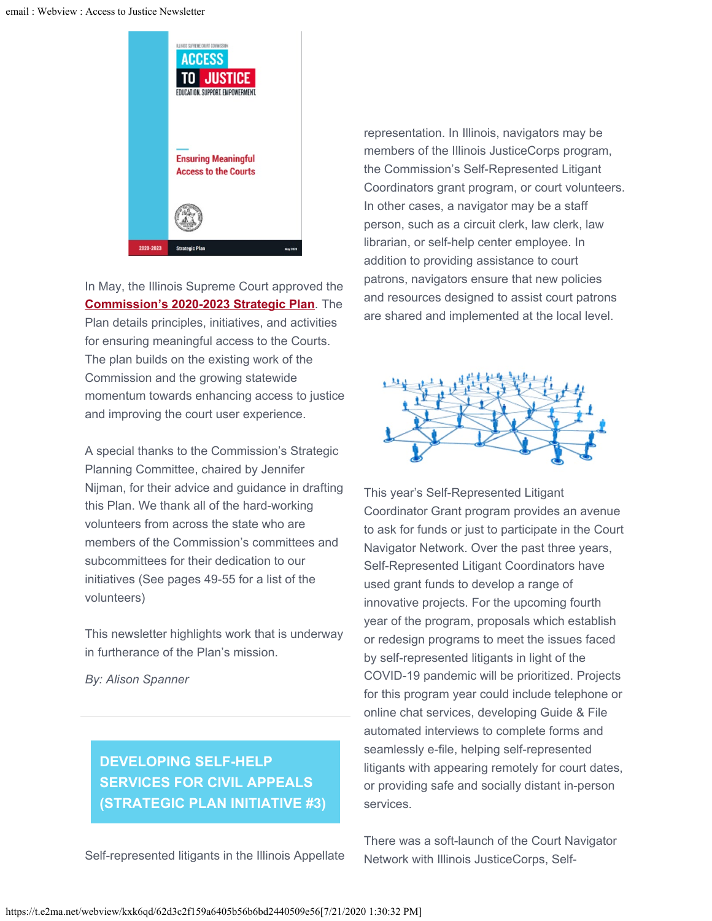In May, the Illinois Supreme Court approved the **Commission's 2020-2023 Strategic Plan**. The Plan details principles, initiatives, and activities for ensuring meaningful access to the Courts. The plan builds on the existing work of the Commission and the growing statewide momentum towards enhancing access to justice and improving the court user experience.

A special thanks to the Commission's Strategic Planning Committee, chaired by Jennifer Nijman, for their advice and guidance in drafting this Plan. We thank all of the hard-working volunteers from across the state who are members of the Commission's committees and subcommittees for their dedication to our initiatives (See pages 49-55 for a list of the volunteers)

This newsletter highlights work that is underway in furtherance of the Plan's mission.

*By: Alison Spanner*

## DEVELOPING SELF-HELP SERVICES FOR CIVIL APPEALS (STRATEGIC PLAN INITIATIVE #3)

Self-represented litigants in the Illinois Appellate

representation. In Illinois, navigators may be members of the Illinois JusticeCorps program, the Commission's Self-Represented Litigant Coordinators grant program, or court volunteers. In other cases, a navigator may be a staff person, such as a circuit clerk, law clerk, law librarian, or self-help center employee. In addition to providing assistance to court patrons, navigators ensure that new policies and resources designed to assist court patrons are shared and implemented at the local level.

This year's Self-Represented Litigant Coordinator Grant program provides an avenue to ask for funds or just to participate in the Court Navigator Network. Over the past three years, Self-Represented Litigant Coordinators have used grant funds to develop a range of innovative projects. For the upcoming fourth year of the program, proposals which establish or redesign programs to meet the issues faced by self-represented litigants in light of the COVID-19 pandemic will be prioritized. Projects for this program year could include telephone or online chat services, developing Guide & File automated interviews to complete forms and seamlessly e-file, helping self-represented litigants with appearing remotely for court dates, or providing safe and socially distant in-person services.

There was a soft-launch of the Court Navigator Network with Illinois JusticeCorps, Self-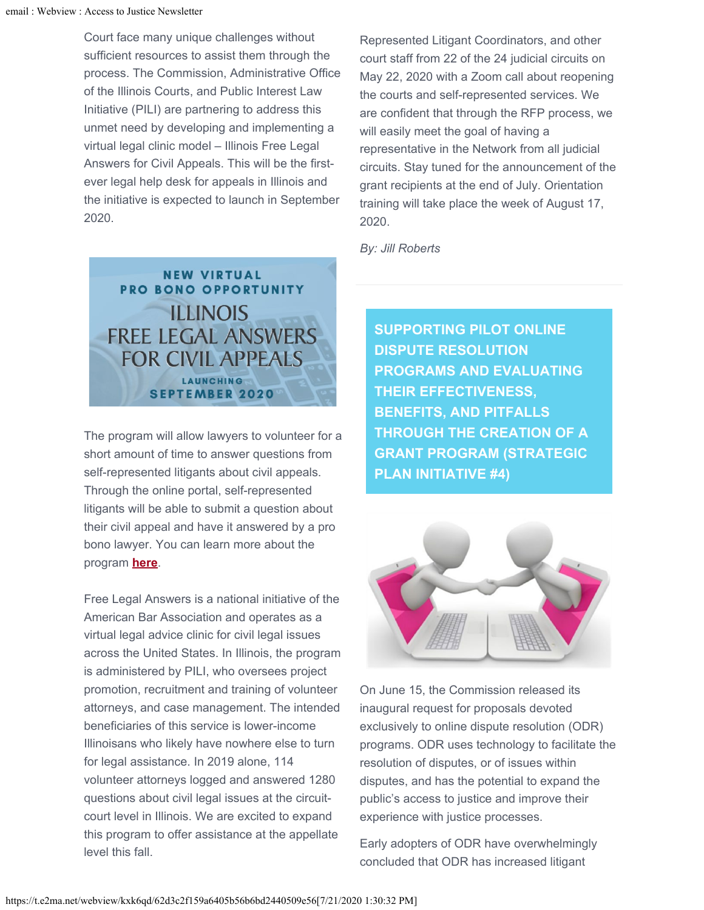Court face many unique challenges without sufficient resources to assist them through the process. The Commission, Administrative Office of the Illinois Courts, and Public Interest Law Initiative (PILI) are partnering to address this unmet need by developing and implementing a virtual legal clinic model – Illinois Free Legal Answers for Civil Appeals. This will be the first-ever legal help desk for appeals in Illinois and the initiative is expected to launch in September 2020.

NEW VIRTUAL PRO BONO OPPORTUNITY

ILLINOIS FREE LEGAL ANSWERS FOR CIVIL APPEALS

LAUNCHING SEPTEMBER 2020

The program will allow lawyers to volunteer for a short amount of time to answer questions from self-represented litigants about civil appeals. Through the online portal, self-represented litigants will be able to submit a question about their civil appeal and have it answered by a pro bono lawyer. You can learn more about the program **here**.

Free Legal Answers is a national initiative of the American Bar Association and operates as a virtual legal advice clinic for civil legal issues across the United States. In Illinois, the program is administered by PILI, who oversees project promotion, recruitment and training of volunteer attorneys, and case management. The intended beneficiaries of this service is lower-income Illinoisans who likely have nowhere else to turn for legal assistance. In 2019 alone, 114 volunteer attorneys logged and answered 1280 questions about civil legal issues at the circuit-court level in Illinois. We are excited to expand this program to offer assistance at the appellate level this fall.

Represented Litigant Coordinators, and other court staff from 22 of the 24 judicial circuits on May 22, 2020 with a Zoom call about reopening the courts and self-represented services. We are confident that through the RFP process, we will easily meet the goal of having a representative in the Network from all judicial circuits. Stay tuned for the announcement of the grant recipients at the end of July. Orientation training will take place the week of August 17, 2020.

*By: Jill Roberts*

## SUPPORTING PILOT ONLINE DISPUTE RESOLUTION PROGRAMS AND EVALUATING THEIR EFFECTIVENESS, BENEFITS, AND PITFALLS THROUGH THE CREATION OF A GRANT PROGRAM (STRATEGIC PLAN INITIATIVE #4)

On June 15, the Commission released its inaugural request for proposals devoted exclusively to online dispute resolution (ODR) programs. ODR uses technology to facilitate the resolution of disputes, or of issues within disputes, and has the potential to expand the public's access to justice and improve their experience with justice processes.

Early adopters of ODR have overwhelmingly concluded that ODR has increased litigant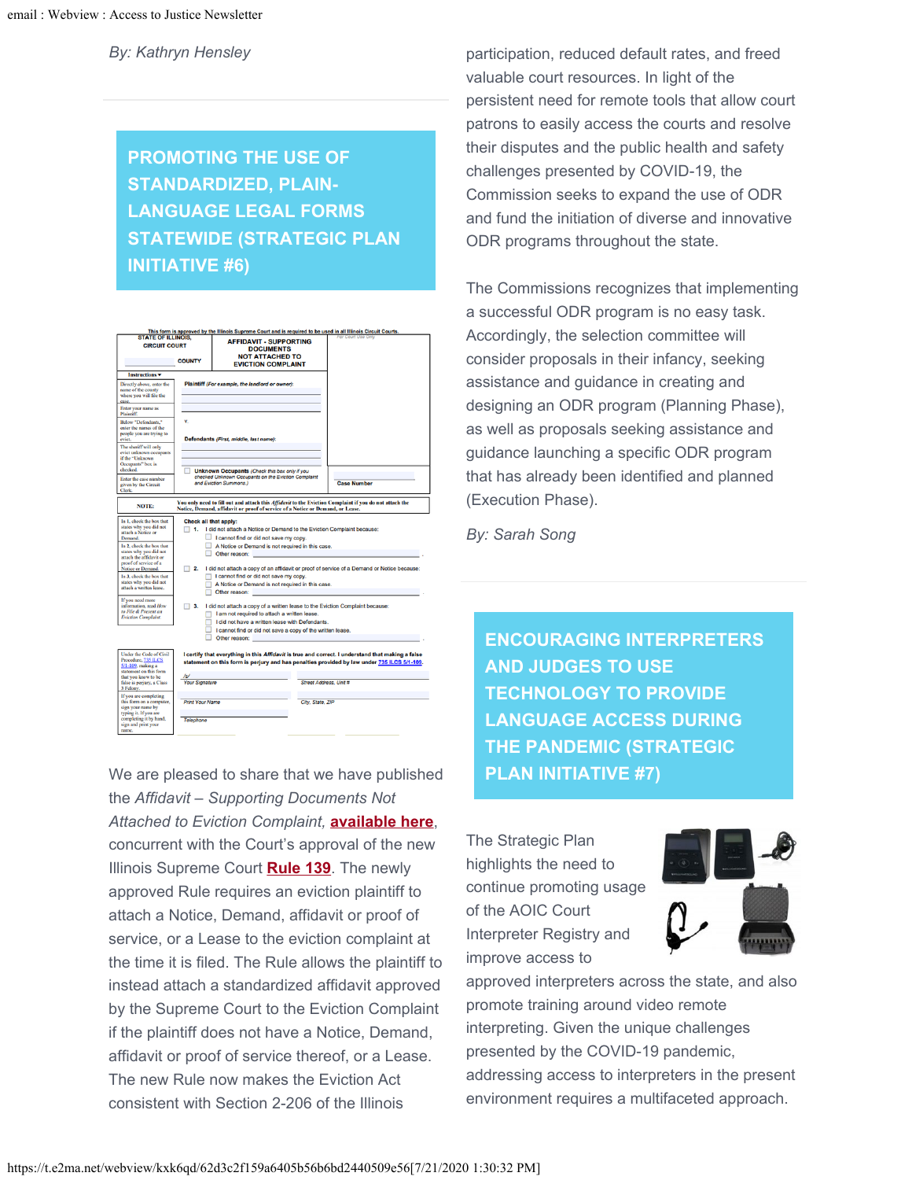*By: Kathryn Hensley*

## PROMOTING THE USE OF STANDARDIZED, PLAIN-LANGUAGE LEGAL FORMS STATEWIDE (STRATEGIC PLAN INITIATIVE #6)

We are pleased to share that we have published the *Affidavit – Supporting Documents Not Attached to Eviction Complaint*, **available here**, concurrent with the Court's approval of the new Illinois Supreme Court **Rule 139**. The newly approved Rule requires an eviction plaintiff to attach a Notice, Demand, affidavit or proof of service, or a Lease to the eviction complaint at the time it is filed. The Rule allows the plaintiff to instead attach a standardized affidavit approved by the Supreme Court to the Eviction Complaint if the plaintiff does not have a Notice, Demand, affidavit or proof of service thereof, or a Lease. The new Rule now makes the Eviction Act consistent with Section 2-206 of the Illinois

participation, reduced default rates, and freed valuable court resources. In light of the persistent need for remote tools that allow court patrons to easily access the courts and resolve their disputes and the public health and safety challenges presented by COVID-19, the Commission seeks to expand the use of ODR and fund the initiation of diverse and innovative ODR programs throughout the state.

The Commissions recognizes that implementing a successful ODR program is no easy task. Accordingly, the selection committee will consider proposals in their infancy, seeking assistance and guidance in creating and designing an ODR program (Planning Phase), as well as proposals seeking assistance and guidance launching a specific ODR program that has already been identified and planned (Execution Phase).

*By: Sarah Song*

## ENCOURAGING INTERPRETERS AND JUDGES TO USE TECHNOLOGY TO PROVIDE LANGUAGE ACCESS DURING THE PANDEMIC (STRATEGIC PLAN INITIATIVE #7)

The Strategic Plan highlights the need to continue promoting usage of the AOIC Court Interpreter Registry and improve access to approved interpreters across the state, and also promote training around video remote interpreting. Given the unique challenges presented by the COVID-19 pandemic, addressing access to interpreters in the present environment requires a multifaceted approach.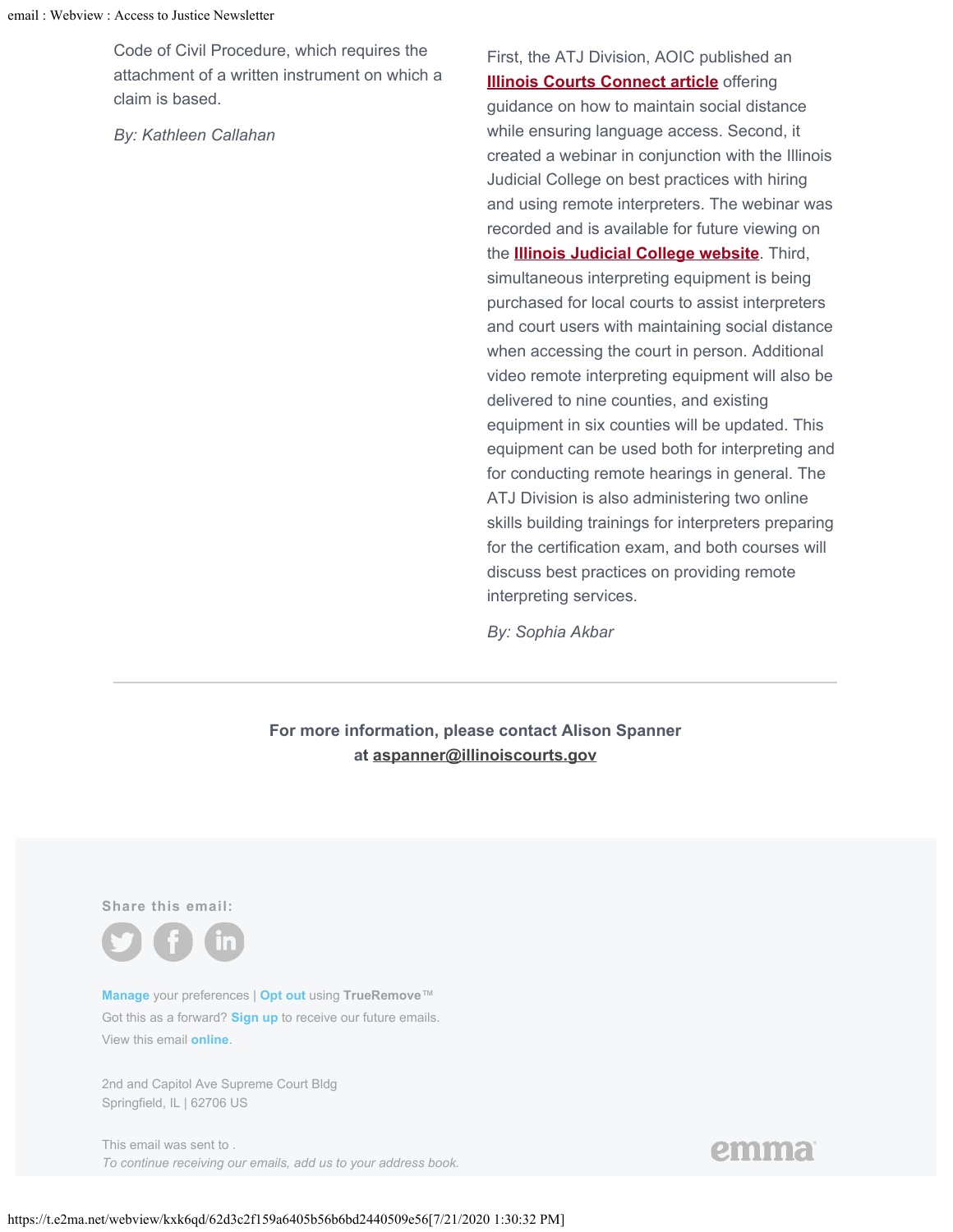Code of Civil Procedure, which requires the attachment of a written instrument on which a claim is based.

*By: Kathleen Callahan*

First, the ATJ Division, AOIC published an **Illinois Courts Connect article** offering guidance on how to maintain social distance while ensuring language access. Second, it created a webinar in conjunction with the Illinois Judicial College on best practices with hiring and using remote interpreters. The webinar was recorded and is available for future viewing on the **Illinois Judicial College website**. Third, simultaneous interpreting equipment is being purchased for local courts to assist interpreters and court users with maintaining social distance when accessing the court in person. Additional video remote interpreting equipment will also be delivered to nine counties, and existing equipment in six counties will be updated. This equipment can be used both for interpreting and for conducting remote hearings in general. The ATJ Division is also administering two online skills building trainings for interpreters preparing for the certification exam, and both courses will discuss best practices on providing remote interpreting services.

*By: Sophia Akbar*

---

**For more information, please contact Alison Spanner at aspanner@illinoiscourts.gov**

Share this email:

**Manage** your preferences | **Opt out** using **TrueRemove**™

Got this as a forward? **Sign up** to receive our future emails.

View this email **online**.

2nd and Capitol Ave Supreme Court Bldg
Springfield, IL | 62706 US

This email was sent to .

*To continue receiving our emails, add us to your address book.*

emma